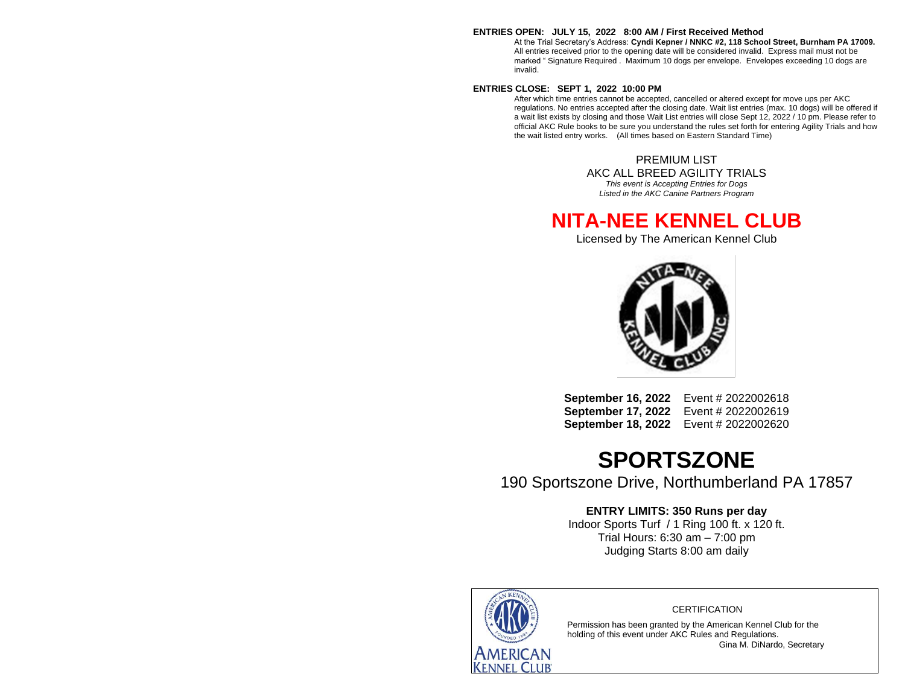**ENTRIES OPEN: JULY 15, 2022 8:00 AM / First Received Method**

At the Trial Secretary's Address: **Cyndi Kepner / NNKC #2, 118 School Street, Burnham PA 17009.** All entries received prior to the opening date will be considered invalid. Express mail must not be marked " Signature Required . Maximum 10 dogs per envelope. Envelopes exceeding 10 dogs are invalid.

**ENTRIES CLOSE: SEPT 1, 2022 10:00 PM**

After which time entries cannot be accepted, cancelled or altered except for move ups per AKC regulations. No entries accepted after the closing date. Wait list entries (max. 10 dogs) will be offered if a wait list exists by closing and those Wait List entries will close Sept 12, 2022 / 10 pm. Please refer to official AKC Rule books to be sure you understand the rules set forth for entering Agility Trials and how the wait listed entry works. (All times based on Eastern Standard Time)

PREMIUM LIST

AKC ALL BREED AGILITY TRIALS

*This event is Accepting Entries for Dogs Listed in the AKC Canine Partners Program*

# NITA-NEE KENNEL CLUB

Licensed by The American Kennel Club

**September 16, 2022** Event # 2022002618
**September 17, 2022** Event # 2022002619
**September 18, 2022** Event # 2022002620

# SPORTSZONE

190 Sportszone Drive, Northumberland PA 17857

**ENTRY LIMITS: 350 Runs per day**

Indoor Sports Turf / 1 Ring 100 ft. x 120 ft.
Trial Hours: 6:30 am – 7:00 pm
Judging Starts 8:00 am daily

CERTIFICATION

Permission has been granted by the American Kennel Club for the holding of this event under AKC Rules and Regulations.

Gina M. DiNardo, Secretary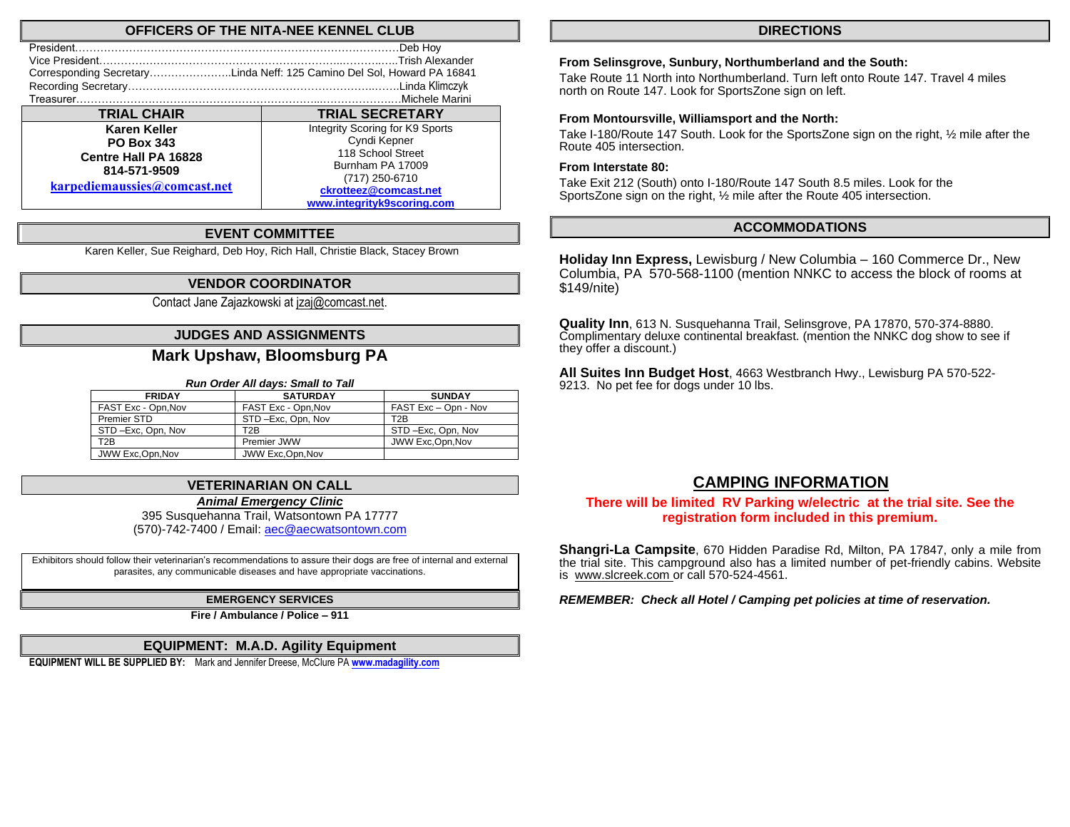## OFFICERS OF THE NITA-NEE KENNEL CLUB

President……………………………………………………………………………Deb Hoy
Vice President…………………………………………………………...……….....Trish Alexander
Corresponding Secretary…………………..Linda Neff: 125 Camino Del Sol, Howard PA 16841
Recording Secretary……………………………………………………………..…….Linda Klimczyk
Treasurer……………………………………………………………...……………….Michele Marini

| TRIAL CHAIR | TRIAL SECRETARY |
|---|---|
| **Karen Keller**<br>**PO Box 343**<br>**Centre Hall PA 16828**<br>**814-571-9509**<br>**karpediemaussies@comcast.net** | Integrity Scoring for K9 Sports<br>Cyndi Kepner<br>118 School Street<br>Burnham PA 17009<br>(717) 250-6710<br>**ckrotteez@comcast.net**<br>**www.integrityk9scoring.com** |

## EVENT COMMITTEE

Karen Keller, Sue Reighard, Deb Hoy, Rich Hall, Christie Black, Stacey Brown

## VENDOR COORDINATOR

Contact Jane Zajazkowski at jzaj@comcast.net.

## JUDGES AND ASSIGNMENTS

### Mark Upshaw, Bloomsburg PA

***Run Order All days: Small to Tall***

| FRIDAY | SATURDAY | SUNDAY |
|---|---|---|
| FAST Exc - Opn,Nov | FAST Exc - Opn,Nov | FAST Exc – Opn - Nov |
| Premier STD | STD –Exc, Opn, Nov | T2B |
| STD –Exc, Opn, Nov | T2B | STD –Exc, Opn, Nov |
| T2B | Premier JWW | JWW Exc,Opn,Nov |
| JWW Exc,Opn,Nov | JWW Exc,Opn,Nov | |

## VETERINARIAN ON CALL

***Animal Emergency Clinic***
395 Susquehanna Trail, Watsontown PA 17777
(570)-742-7400 / Email: aec@aecwatsontown.com

Exhibitors should follow their veterinarian's recommendations to assure their dogs are free of internal and external parasites, any communicable diseases and have appropriate vaccinations.

## EMERGENCY SERVICES

**Fire / Ambulance / Police – 911**

## EQUIPMENT: M.A.D. Agility Equipment

**EQUIPMENT WILL BE SUPPLIED BY:** Mark and Jennifer Dreese, McClure PA **www.madagility.com**

## DIRECTIONS

**From Selinsgrove, Sunbury, Northumberland and the South:**

Take Route 11 North into Northumberland. Turn left onto Route 147. Travel 4 miles north on Route 147. Look for SportsZone sign on left.

**From Montoursville, Williamsport and the North:**

Take I-180/Route 147 South. Look for the SportsZone sign on the right, ½ mile after the Route 405 intersection.

**From Interstate 80:**

Take Exit 212 (South) onto I-180/Route 147 South 8.5 miles. Look for the SportsZone sign on the right, ½ mile after the Route 405 intersection.

## ACCOMMODATIONS

**Holiday Inn Express,** Lewisburg / New Columbia – 160 Commerce Dr., New Columbia, PA 570-568-1100 (mention NNKC to access the block of rooms at $149/nite)

**Quality Inn**, 613 N. Susquehanna Trail, Selinsgrove, PA 17870, 570-374-8880. Complimentary deluxe continental breakfast. (mention the NNKC dog show to see if they offer a discount.)

**All Suites Inn Budget Host**, 4663 Westbranch Hwy., Lewisburg PA 570-522-9213. No pet fee for dogs under 10 lbs.

## CAMPING INFORMATION

**There will be limited RV Parking w/electric at the trial site. See the registration form included in this premium.**

**Shangri-La Campsite**, 670 Hidden Paradise Rd, Milton, PA 17847, only a mile from the trial site. This campground also has a limited number of pet-friendly cabins. Website is www.slcreek.com or call 570-524-4561.

***REMEMBER: Check all Hotel / Camping pet policies at time of reservation.***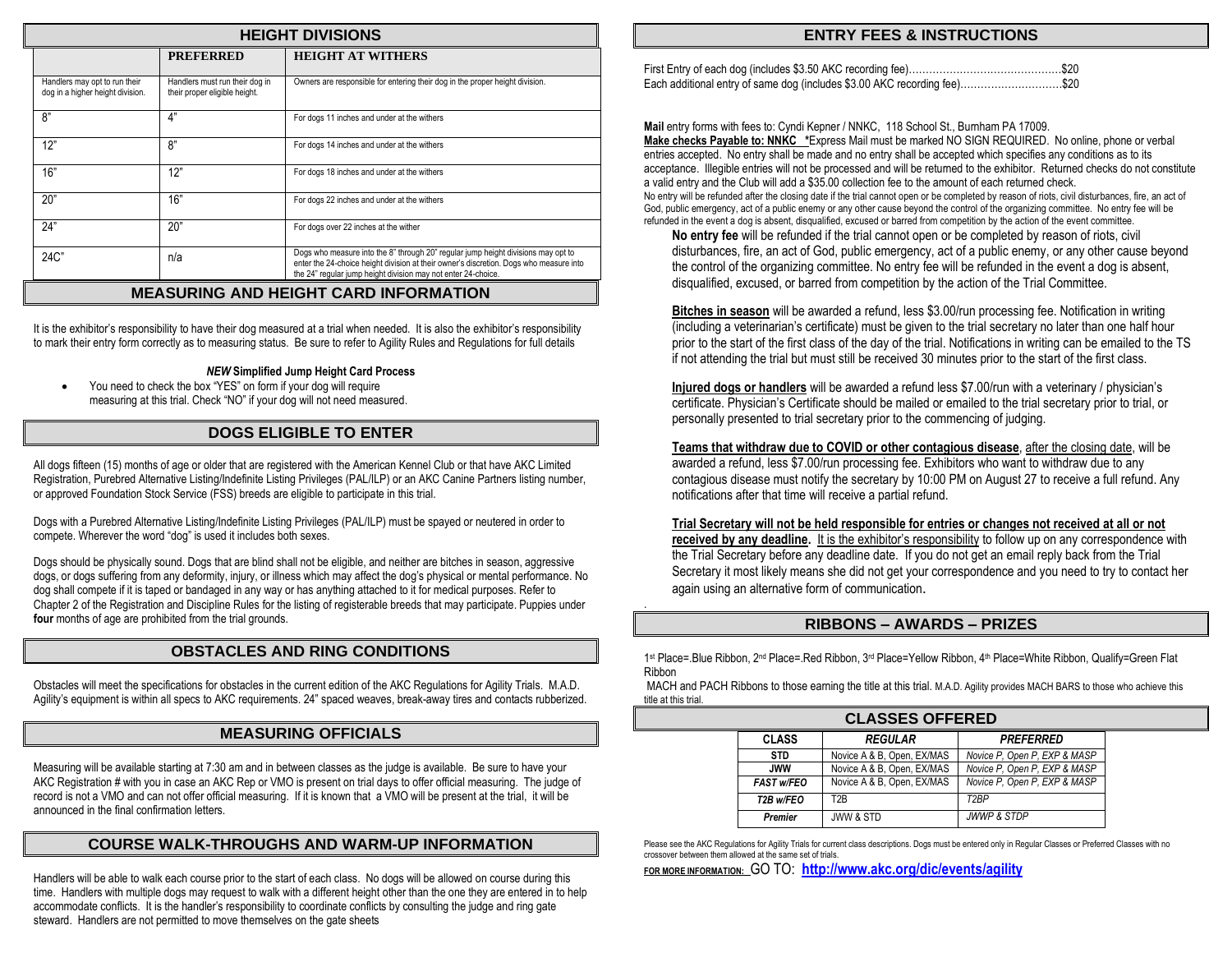## HEIGHT DIVISIONS

| | PREFERRED | HEIGHT AT WITHERS |
|---|---|---|
| Handlers may opt to run their dog in a higher height division. | Handlers must run their dog in their proper eligible height. | Owners are responsible for entering their dog in the proper height division. |
| 8" | 4" | For dogs 11 inches and under at the withers |
| 12" | 8" | For dogs 14 inches and under at the withers |
| 16" | 12" | For dogs 18 inches and under at the withers |
| 20" | 16" | For dogs 22 inches and under at the withers |
| 24" | 20" | For dogs over 22 inches at the wither |
| 24C" | n/a | Dogs who measure into the 8" through 20" regular jump height divisions may opt to enter the 24-choice height division at their owner's discretion. Dogs who measure into the 24" regular jump height division may not enter 24-choice. |

## MEASURING AND HEIGHT CARD INFORMATION

It is the exhibitor's responsibility to have their dog measured at a trial when needed. It is also the exhibitor's responsibility to mark their entry form correctly as to measuring status. Be sure to refer to Agility Rules and Regulations for full details

***NEW* Simplified Jump Height Card Process**

- You need to check the box "YES" on form if your dog will require measuring at this trial. Check "NO" if your dog will not need measured.

## DOGS ELIGIBLE TO ENTER

All dogs fifteen (15) months of age or older that are registered with the American Kennel Club or that have AKC Limited Registration, Purebred Alternative Listing/Indefinite Listing Privileges (PAL/ILP) or an AKC Canine Partners listing number, or approved Foundation Stock Service (FSS) breeds are eligible to participate in this trial.

Dogs with a Purebred Alternative Listing/Indefinite Listing Privileges (PAL/ILP) must be spayed or neutered in order to compete. Wherever the word "dog" is used it includes both sexes.

Dogs should be physically sound. Dogs that are blind shall not be eligible, and neither are bitches in season, aggressive dogs, or dogs suffering from any deformity, injury, or illness which may affect the dog's physical or mental performance. No dog shall compete if it is taped or bandaged in any way or has anything attached to it for medical purposes. Refer to Chapter 2 of the Registration and Discipline Rules for the listing of registerable breeds that may participate. Puppies under **four** months of age are prohibited from the trial grounds.

## OBSTACLES AND RING CONDITIONS

Obstacles will meet the specifications for obstacles in the current edition of the AKC Regulations for Agility Trials. M.A.D. Agility's equipment is within all specs to AKC requirements. 24" spaced weaves, break-away tires and contacts rubberized.

## MEASURING OFFICIALS

Measuring will be available starting at 7:30 am and in between classes as the judge is available. Be sure to have your AKC Registration # with you in case an AKC Rep or VMO is present on trial days to offer official measuring. The judge of record is not a VMO and can not offer official measuring. If it is known that a VMO will be present at the trial, it will be announced in the final confirmation letters.

## COURSE WALK-THROUGHS AND WARM-UP INFORMATION

Handlers will be able to walk each course prior to the start of each class. No dogs will be allowed on course during this time. Handlers with multiple dogs may request to walk with a different height other than the one they are entered in to help accommodate conflicts. It is the handler's responsibility to coordinate conflicts by consulting the judge and ring gate steward. Handlers are not permitted to move themselves on the gate sheets

## ENTRY FEES & INSTRUCTIONS

First Entry of each dog (includes $3.50 AKC recording fee)……………………………………….$20
Each additional entry of same dog (includes $3.00 AKC recording fee)………………………….$20

**Mail** entry forms with fees to: Cyndi Kepner / NNKC, 118 School St., Burnham PA 17009.
**Make checks Payable to: NNKC** *Express Mail must be marked NO SIGN REQUIRED. No online, phone or verbal entries accepted. No entry shall be made and no entry shall be accepted which specifies any conditions as to its acceptance. Illegible entries will not be processed and will be returned to the exhibitor. Returned checks do not constitute a valid entry and the Club will add a $35.00 collection fee to the amount of each returned check.
No entry will be refunded after the closing date if the trial cannot open or be completed by reason of riots, civil disturbances, fire, an act of God, public emergency, act of a public enemy or any other cause beyond the control of the organizing committee. No entry fee will be refunded in the event a dog is absent, disqualified, excused or barred from competition by the action of the event committee.

**No entry fee** will be refunded if the trial cannot open or be completed by reason of riots, civil disturbances, fire, an act of God, public emergency, act of a public enemy, or any other cause beyond the control of the organizing committee. No entry fee will be refunded in the event a dog is absent, disqualified, excused, or barred from competition by the action of the Trial Committee.

**Bitches in season** will be awarded a refund, less $3.00/run processing fee. Notification in writing (including a veterinarian's certificate) must be given to the trial secretary no later than one half hour prior to the start of the first class of the day of the trial. Notifications in writing can be emailed to the TS if not attending the trial but must still be received 30 minutes prior to the start of the first class.

**Injured dogs or handlers** will be awarded a refund less $7.00/run with a veterinary / physician's certificate. Physician's Certificate should be mailed or emailed to the trial secretary prior to trial, or personally presented to trial secretary prior to the commencing of judging.

**Teams that withdraw due to COVID or other contagious disease**, after the closing date, will be awarded a refund, less $7.00/run processing fee. Exhibitors who want to withdraw due to any contagious disease must notify the secretary by 10:00 PM on August 27 to receive a full refund. Any notifications after that time will receive a partial refund.

**Trial Secretary will not be held responsible for entries or changes not received at all or not received by any deadline.** It is the exhibitor's responsibility to follow up on any correspondence with the Trial Secretary before any deadline date. If you do not get an email reply back from the Trial Secretary it most likely means she did not get your correspondence and you need to try to contact her again using an alternative form of communication.

## RIBBONS – AWARDS – PRIZES

1st Place=.Blue Ribbon, 2nd Place=.Red Ribbon, 3rd Place=Yellow Ribbon, 4th Place=White Ribbon, Qualify=Green Flat Ribbon

MACH and PACH Ribbons to those earning the title at this trial. M.A.D. Agility provides MACH BARS to those who achieve this title at this trial.

## CLASSES OFFERED

| CLASS | *REGULAR* | *PREFERRED* |
|---|---|---|
| STD | Novice A & B, Open, EX/MAS | *Novice P, Open P, EXP & MASP* |
| JWW | Novice A & B, Open, EX/MAS | *Novice P, Open P, EXP & MASP* |
| *FAST w/FEO* | Novice A & B, Open, EX/MAS | *Novice P, Open P, EXP & MASP* |
| *T2B w/FEO* | T2B | *T2BP* |
| *Premier* | JWW & STD | *JWWP & STDP* |

Please see the AKC Regulations for Agility Trials for current class descriptions. Dogs must be entered only in Regular Classes or Preferred Classes with no crossover between them allowed at the same set of trials.

**FOR MORE INFORMATION:** GO TO: **http://www.akc.org/dic/events/agility**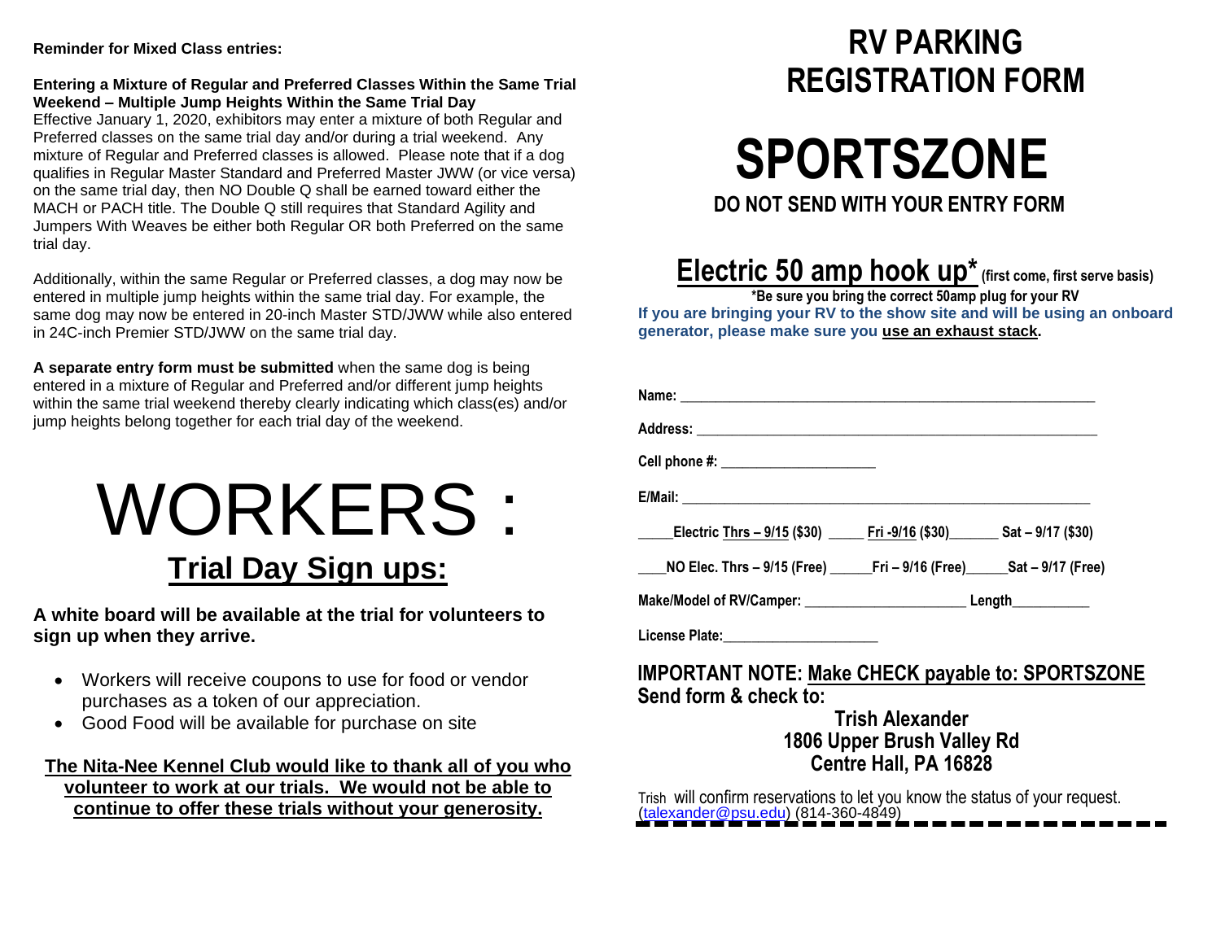**Reminder for Mixed Class entries:**

**Entering a Mixture of Regular and Preferred Classes Within the Same Trial Weekend – Multiple Jump Heights Within the Same Trial Day**

Effective January 1, 2020, exhibitors may enter a mixture of both Regular and Preferred classes on the same trial day and/or during a trial weekend. Any mixture of Regular and Preferred classes is allowed. Please note that if a dog qualifies in Regular Master Standard and Preferred Master JWW (or vice versa) on the same trial day, then NO Double Q shall be earned toward either the MACH or PACH title. The Double Q still requires that Standard Agility and Jumpers With Weaves be either both Regular OR both Preferred on the same trial day.

Additionally, within the same Regular or Preferred classes, a dog may now be entered in multiple jump heights within the same trial day. For example, the same dog may now be entered in 20-inch Master STD/JWW while also entered in 24C-inch Premier STD/JWW on the same trial day.

**A separate entry form must be submitted** when the same dog is being entered in a mixture of Regular and Preferred and/or different jump heights within the same trial weekend thereby clearly indicating which class(es) and/or jump heights belong together for each trial day of the weekend.

# WORKERS :

## Trial Day Sign ups:

**A white board will be available at the trial for volunteers to sign up when they arrive.**

- Workers will receive coupons to use for food or vendor purchases as a token of our appreciation.
- Good Food will be available for purchase on site

**The Nita-Nee Kennel Club would like to thank all of you who volunteer to work at our trials. We would not be able to continue to offer these trials without your generosity.**

# RV PARKING REGISTRATION FORM

# SPORTSZONE

**DO NOT SEND WITH YOUR ENTRY FORM**

## Electric 50 amp hook up* (first come, first serve basis)

**\*Be sure you bring the correct 50amp plug for your RV**

**If you are bringing your RV to the show site and will be using an onboard generator, please make sure you use an exhaust stack.**

**Name:** _______________________________________________

**Address:** _______________________________________________

**Cell phone #:** ____________________

**E/Mail:** _______________________________________________

_____**Electric Thrs – 9/15 ($30)** _____ **Fri -9/16 ($30)**_______ **Sat – 9/17 ($30)**

____**NO Elec. Thrs – 9/15 (Free)** ______**Fri – 9/16 (Free)**______**Sat – 9/17 (Free)**

**Make/Model of RV/Camper:** ______________________ **Length**__________

**License Plate:**_____________________

**IMPORTANT NOTE: Make CHECK payable to: SPORTSZONE**

**Send form & check to:**

**Trish Alexander**
**1806 Upper Brush Valley Rd**
**Centre Hall, PA 16828**

Trish will confirm reservations to let you know the status of your request. (talexander@psu.edu) (814-360-4849)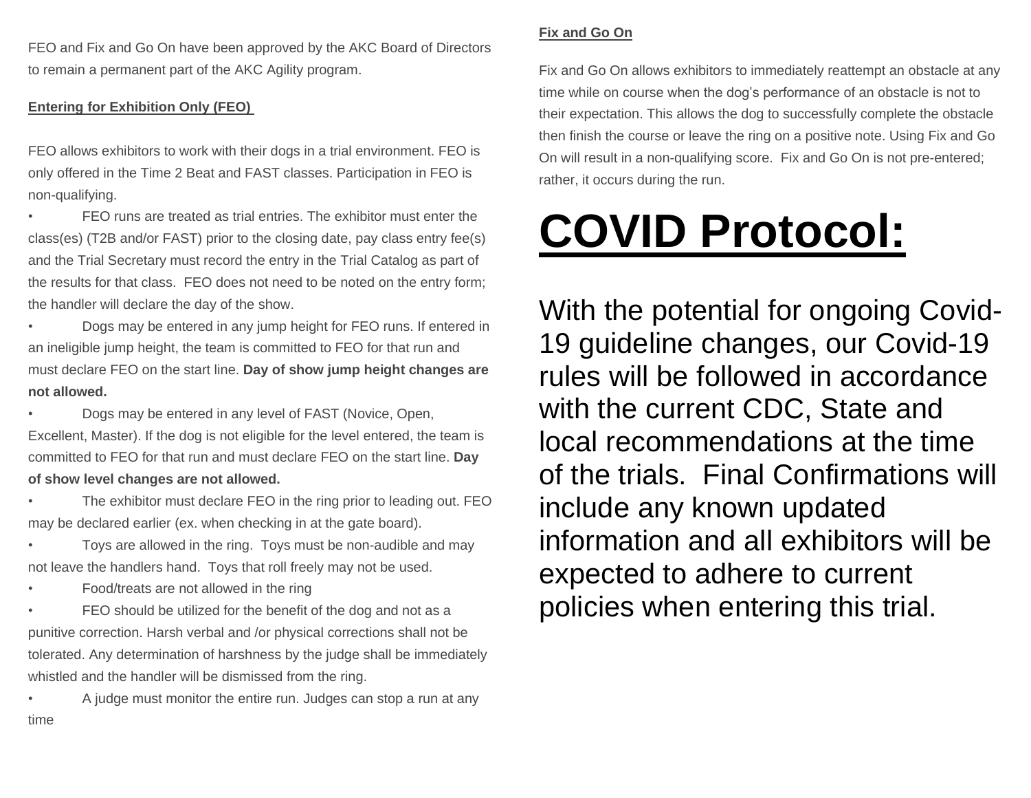FEO and Fix and Go On have been approved by the AKC Board of Directors to remain a permanent part of the AKC Agility program.

**Entering for Exhibition Only (FEO)**

FEO allows exhibitors to work with their dogs in a trial environment. FEO is only offered in the Time 2 Beat and FAST classes. Participation in FEO is non-qualifying.

- FEO runs are treated as trial entries. The exhibitor must enter the class(es) (T2B and/or FAST) prior to the closing date, pay class entry fee(s) and the Trial Secretary must record the entry in the Trial Catalog as part of the results for that class. FEO does not need to be noted on the entry form; the handler will declare the day of the show.
- Dogs may be entered in any jump height for FEO runs. If entered in an ineligible jump height, the team is committed to FEO for that run and must declare FEO on the start line. **Day of show jump height changes are not allowed.**
- Dogs may be entered in any level of FAST (Novice, Open, Excellent, Master). If the dog is not eligible for the level entered, the team is committed to FEO for that run and must declare FEO on the start line. **Day of show level changes are not allowed.**
- The exhibitor must declare FEO in the ring prior to leading out. FEO may be declared earlier (ex. when checking in at the gate board).
- Toys are allowed in the ring. Toys must be non-audible and may not leave the handlers hand. Toys that roll freely may not be used.
- Food/treats are not allowed in the ring
- FEO should be utilized for the benefit of the dog and not as a punitive correction. Harsh verbal and /or physical corrections shall not be tolerated. Any determination of harshness by the judge shall be immediately whistled and the handler will be dismissed from the ring.
- A judge must monitor the entire run. Judges can stop a run at any time

**Fix and Go On**

Fix and Go On allows exhibitors to immediately reattempt an obstacle at any time while on course when the dog's performance of an obstacle is not to their expectation. This allows the dog to successfully complete the obstacle then finish the course or leave the ring on a positive note. Using Fix and Go On will result in a non-qualifying score. Fix and Go On is not pre-entered; rather, it occurs during the run.

# COVID Protocol:

With the potential for ongoing Covid-19 guideline changes, our Covid-19 rules will be followed in accordance with the current CDC, State and local recommendations at the time of the trials. Final Confirmations will include any known updated information and all exhibitors will be expected to adhere to current policies when entering this trial.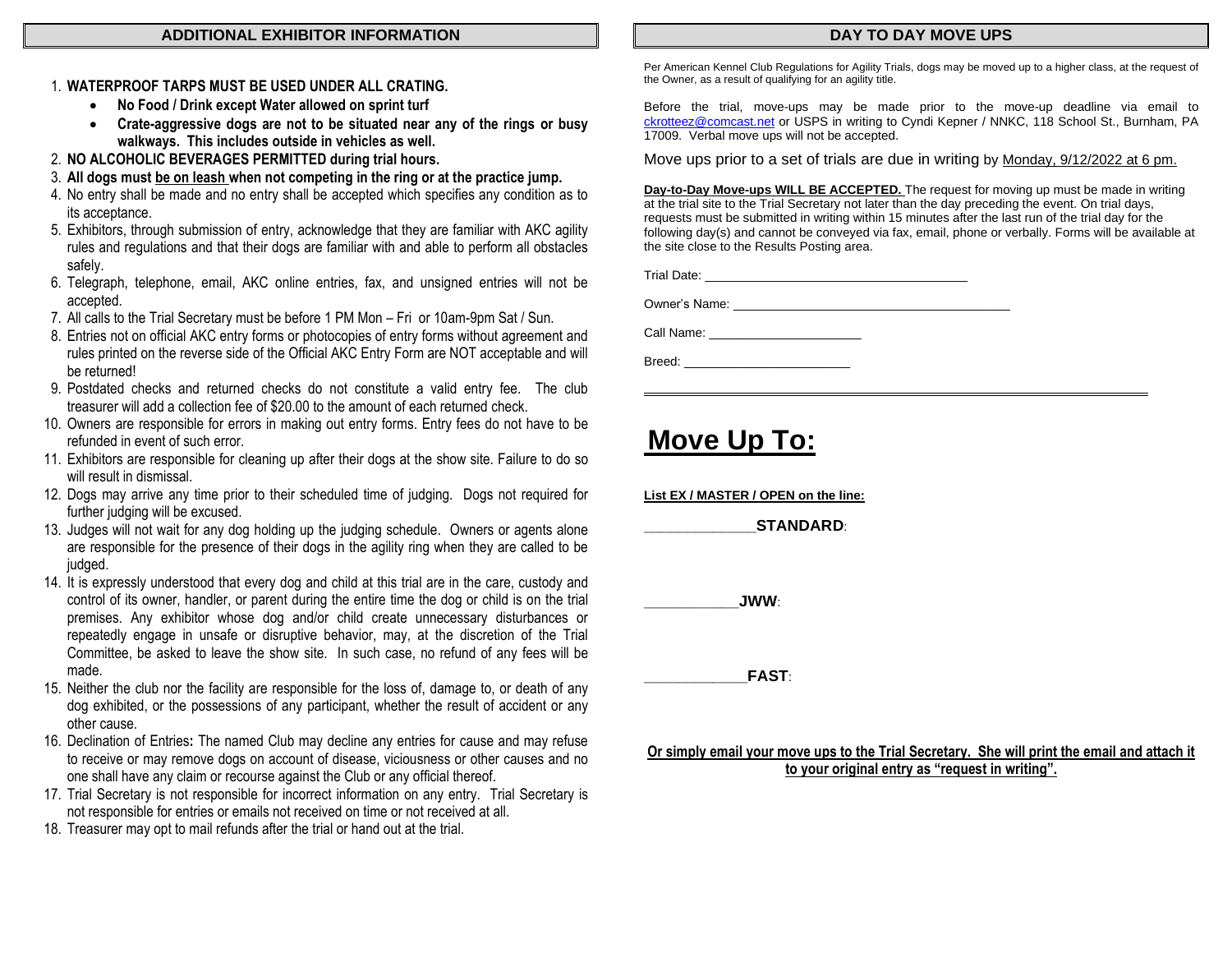## ADDITIONAL EXHIBITOR INFORMATION

1. **WATERPROOF TARPS MUST BE USED UNDER ALL CRATING.**
   - **No Food / Drink except Water allowed on sprint turf**
   - **Crate-aggressive dogs are not to be situated near any of the rings or busy walkways. This includes outside in vehicles as well.**
2. **NO ALCOHOLIC BEVERAGES PERMITTED during trial hours.**
3. **All dogs must be on leash when not competing in the ring or at the practice jump.**
4. No entry shall be made and no entry shall be accepted which specifies any condition as to its acceptance.
5. Exhibitors, through submission of entry, acknowledge that they are familiar with AKC agility rules and regulations and that their dogs are familiar with and able to perform all obstacles safely.
6. Telegraph, telephone, email, AKC online entries, fax, and unsigned entries will not be accepted.
7. All calls to the Trial Secretary must be before 1 PM Mon – Fri or 10am-9pm Sat / Sun.
8. Entries not on official AKC entry forms or photocopies of entry forms without agreement and rules printed on the reverse side of the Official AKC Entry Form are NOT acceptable and will be returned!
9. Postdated checks and returned checks do not constitute a valid entry fee. The club treasurer will add a collection fee of $20.00 to the amount of each returned check.
10. Owners are responsible for errors in making out entry forms. Entry fees do not have to be refunded in event of such error.
11. Exhibitors are responsible for cleaning up after their dogs at the show site. Failure to do so will result in dismissal.
12. Dogs may arrive any time prior to their scheduled time of judging. Dogs not required for further judging will be excused.
13. Judges will not wait for any dog holding up the judging schedule. Owners or agents alone are responsible for the presence of their dogs in the agility ring when they are called to be judged.
14. It is expressly understood that every dog and child at this trial are in the care, custody and control of its owner, handler, or parent during the entire time the dog or child is on the trial premises. Any exhibitor whose dog and/or child create unnecessary disturbances or repeatedly engage in unsafe or disruptive behavior, may, at the discretion of the Trial Committee, be asked to leave the show site. In such case, no refund of any fees will be made.
15. Neither the club nor the facility are responsible for the loss of, damage to, or death of any dog exhibited, or the possessions of any participant, whether the result of accident or any other cause.
16. Declination of Entries**:** The named Club may decline any entries for cause and may refuse to receive or may remove dogs on account of disease, viciousness or other causes and no one shall have any claim or recourse against the Club or any official thereof.
17. Trial Secretary is not responsible for incorrect information on any entry. Trial Secretary is not responsible for entries or emails not received on time or not received at all.
18. Treasurer may opt to mail refunds after the trial or hand out at the trial.

## DAY TO DAY MOVE UPS

Per American Kennel Club Regulations for Agility Trials, dogs may be moved up to a higher class, at the request of the Owner, as a result of qualifying for an agility title.

Before the trial, move-ups may be made prior to the move-up deadline via email to ckrotteez@comcast.net or USPS in writing to Cyndi Kepner / NNKC, 118 School St., Burnham, PA 17009. Verbal move ups will not be accepted.

Move ups prior to a set of trials are due in writing by Monday, 9/12/2022 at 6 pm.

**Day-to-Day Move-ups WILL BE ACCEPTED.** The request for moving up must be made in writing at the trial site to the Trial Secretary not later than the day preceding the event. On trial days, requests must be submitted in writing within 15 minutes after the last run of the trial day for the following day(s) and cannot be conveyed via fax, email, phone or verbally. Forms will be available at the site close to the Results Posting area.

Trial Date: ___________________________________

Owner's Name: _____________________________________

Call Name: ____________________

Breed: ______________________

# Move Up To:

**List EX / MASTER / OPEN on the line:**

______________**STANDARD**:

___________**JWW**:

____________**FAST**:

**Or simply email your move ups to the Trial Secretary. She will print the email and attach it to your original entry as "request in writing".**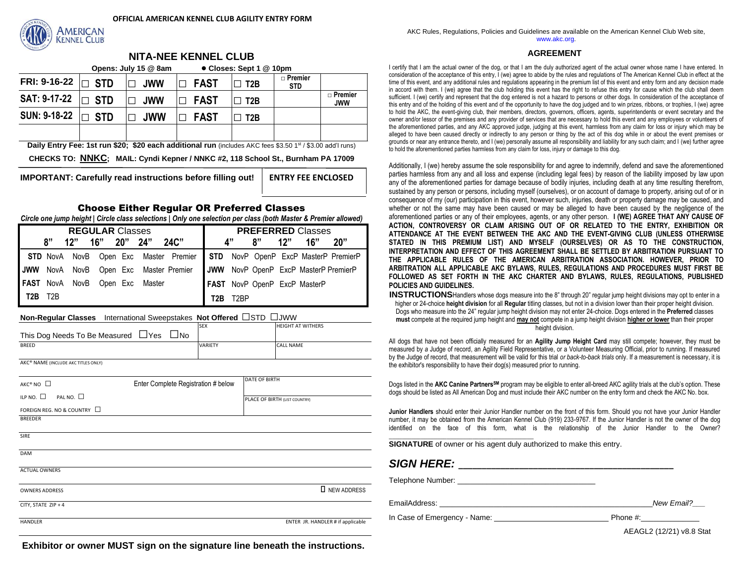**OFFICIAL AMERICAN KENNEL CLUB AGILITY ENTRY FORM**

AMERICAN KENNEL CLUB

# NITA-NEE KENNEL CLUB

**Opens: July 15 @ 8am** • **Closes: Sept 1 @ 10pm**

| | | | | | | |
|---|---|---|---|---|---|---|
| **FRI: 9-16-22** | ☐ **STD** | ☐ **JWW** | ☐ **FAST** | ☐ **T2B** | ☐ **Premier STD** | |
| **SAT: 9-17-22** | ☐ **STD** | ☐ **JWW** | ☐ **FAST** | ☐ **T2B** | | ☐ **Premier JWW** |
| **SUN: 9-18-22** | ☐ **STD** | ☐ **JWW** | ☐ **FAST** | ☐ **T2B** | | |
| | | | | | | |

**Daily Entry Fee: 1st run $20; $20 each additional run** (includes AKC fees $3.50 1st / $3.00 add'l runs)

**CHECKS TO: NNKC; MAIL: Cyndi Kepner / NNKC #2, 118 School St., Burnham PA 17009**

**IMPORTANT: Carefully read instructions before filling out!** | **ENTRY FEE ENCLOSED**

## Choose Either Regular OR Preferred Classes

*Circle one jump height | Circle class selections | Only one selection per class (both Master & Premier allowed)*

| REGULAR Classes | PREFERRED Classes |
|---|---|
| 8" 12" 16" 20" 24" 24C" | 4" 8" 12" 16" 20" |
| **STD** NovA NovB Open Exc Master Premier | **STD** NovP OpenP ExcP MasterP PremierP |
| **JWW** NovA NovB Open Exc Master Premier | **JWW** NovP OpenP ExcP MasterP PremierP |
| **FAST** NovA NovB Open Exc Master | **FAST** NovP OpenP ExcP MasterP |
| **T2B** T2B | **T2B** T2BP |

**Non-Regular Classes** International Sweepstakes **Not Offered** ☐STD ☐JWW

This Dog Needs To Be Measured ☐Yes ☐No

SEX

HEIGHT AT WITHERS

BREED

VARIETY

CALL NAME

AKC® NAME (INCLUDE AKC TITLES ONLY)

AKC® NO ☐ Enter Complete Registration # below

DATE OF BIRTH

ILP NO. ☐ PAL NO. ☐

PLACE OF BIRTH (LIST COUNTRY)

FOREIGN REG. NO & COUNTRY ☐

BREEDER

SIRE

DAM

ACTUAL OWNERS

OWNERS ADDRESS ☐ NEW ADDRESS

CITY, STATE ZIP + 4

HANDLER ENTER JR. HANDLER # if applicable

**Exhibitor or owner MUST sign on the signature line beneath the instructions.**

AKC Rules, Regulations, Policies and Guidelines are available on the American Kennel Club Web site, www.akc.org.

### AGREEMENT

I certify that I am the actual owner of the dog, or that I am the duly authorized agent of the actual owner whose name I have entered. In consideration of the acceptance of this entry, I (we) agree to abide by the rules and regulations of The American Kennel Club in effect at the time of this event, and any additional rules and regulations appearing in the premium list of this event and entry form and any decision made in accord with them. I (we) agree that the club holding this event has the right to refuse this entry for cause which the club shall deem sufficient. I (we) certify and represent that the dog entered is not a hazard to persons or other dogs. In consideration of the acceptance of this entry and of the holding of this event and of the opportunity to have the dog judged and to win prizes, ribbons, or trophies, I (we) agree to hold the AKC, the event-giving club, their members, directors, governors, officers, agents, superintendents or event secretary and the owner and/or lessor of the premises and any provider of services that are necessary to hold this event and any employees or volunteers of the aforementioned parties, and any AKC approved judge, judging at this event, harmless from any claim for loss or injury which may be alleged to have been caused directly or indirectly to any person or thing by the act of this dog while in or about the event premises or grounds or near any entrance thereto, and I (we) personally assume all responsibility and liability for any such claim; and I (we) further agree to hold the aforementioned parties harmless from any claim for loss, injury or damage to this dog.

Additionally, I (we) hereby assume the sole responsibility for and agree to indemnify, defend and save the aforementioned parties harmless from any and all loss and expense (including legal fees) by reason of the liability imposed by law upon any of the aforementioned parties for damage because of bodily injuries, including death at any time resulting therefrom, sustained by any person or persons, including myself (ourselves), or on account of damage to property, arising out of or in consequence of my (our) participation in this event, however such, injuries, death or property damage may be caused, and whether or not the same may have been caused or may be alleged to have been caused by the negligence of the aforementioned parties or any of their employees, agents, or any other person. **I (WE) AGREE THAT ANY CAUSE OF ACTION, CONTROVERSY OR CLAIM ARISING OUT OF OR RELATED TO THE ENTRY, EXHIBITION OR ATTENDANCE AT THE EVENT BETWEEN THE AKC AND THE EVENT-GIVING CLUB (UNLESS OTHERWISE STATED IN THIS PREMIUM LIST) AND MYSELF (OURSELVES) OR AS TO THE CONSTRUCTION, INTERPRETATION AND EFFECT OF THIS AGREEMENT SHALL BE SETTLED BY ARBITRATION PURSUANT TO THE APPLICABLE RULES OF THE AMERICAN ARBITRATION ASSOCIATION. HOWEVER, PRIOR TO ARBITRATION ALL APPLICABLE AKC BYLAWS, RULES, REGULATIONS AND PROCEDURES MUST FIRST BE FOLLOWED AS SET FORTH IN THE AKC CHARTER AND BYLAWS, RULES, REGULATIONS, PUBLISHED POLICIES AND GUIDELINES.**

**INSTRUCTIONS** Handlers whose dogs measure into the 8" through 20" regular jump height divisions may opt to enter in a higher or 24-choice **height division** for all **Regular** titling classes, but not in a division lower than their proper height division. Dogs who measure into the 24" regular jump height division may not enter 24-choice. Dogs entered in the **Preferred** classes **must** compete at the required jump height and **may not** compete in a jump height division **higher or lower** than their proper height division.

All dogs that have not been officially measured for an **Agility Jump Height Card** may still compete; however, they must be measured by a Judge of record, an Agility Field Representative, or a Volunteer Measuring Official, prior to running. If measured by the Judge of record, that measurement will be valid for this trial *or back-to-back trials* only. If a measurement is necessary, it is the exhibitor's responsibility to have their dog(s) measured prior to running.

Dogs listed in the **AKC Canine Partners℠** program may be eligible to enter all-breed AKC agility trials at the club's option. These dogs should be listed as All American Dog and must include their AKC number on the entry form and check the AKC No. box.

**Junior Handlers** should enter their Junior Handler number on the front of this form. Should you not have your Junior Handler number, it may be obtained from the American Kennel Club (919) 233-9767. If the Junior Handler is not the owner of the dog identified on the face of this form, what is the relationship of the Junior Handler to the Owner? ______________________________

**SIGNATURE** of owner or his agent duly authorized to make this entry.

***SIGN HERE:*** ______________________________________

Telephone Number: ______________________________

EmailAddress: ______________________________________________ *New Email?*___

In Case of Emergency - Name: ________________________ Phone #:____________

AEAGL2 (12/21) v8.8 Stat